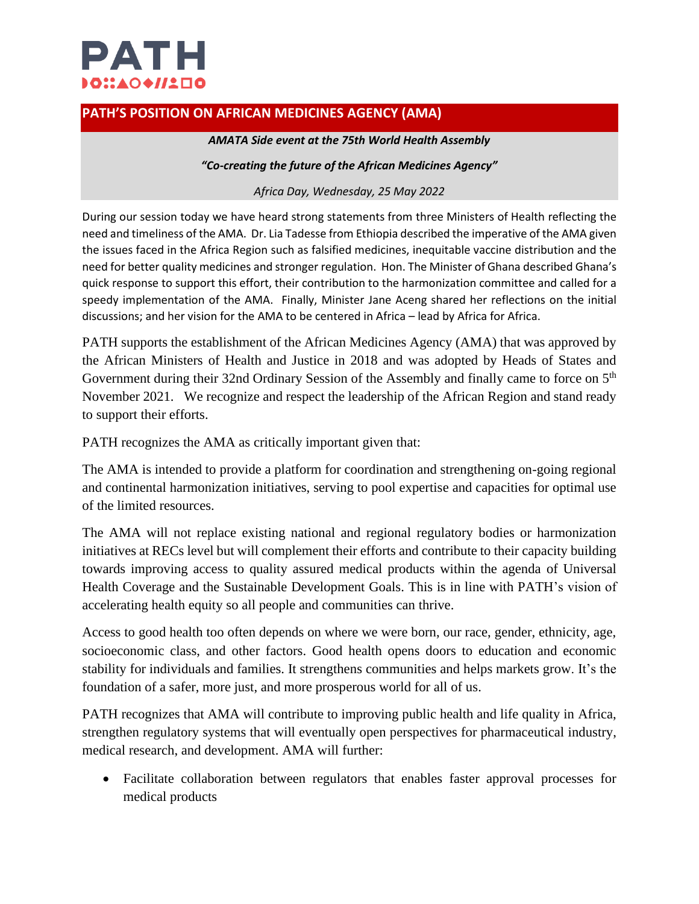# PATH

## PATH'S POSITION ON AFRICAN MEDICINES AGENCY (AMA)

***AMATA Side event at the 75th World Health Assembly***

***"Co-creating the future of the African Medicines Agency"***

*Africa Day, Wednesday, 25 May 2022*

During our session today we have heard strong statements from three Ministers of Health reflecting the need and timeliness of the AMA. Dr. Lia Tadesse from Ethiopia described the imperative of the AMA given the issues faced in the Africa Region such as falsified medicines, inequitable vaccine distribution and the need for better quality medicines and stronger regulation. Hon. The Minister of Ghana described Ghana's quick response to support this effort, their contribution to the harmonization committee and called for a speedy implementation of the AMA. Finally, Minister Jane Aceng shared her reflections on the initial discussions; and her vision for the AMA to be centered in Africa – lead by Africa for Africa.

PATH supports the establishment of the African Medicines Agency (AMA) that was approved by the African Ministers of Health and Justice in 2018 and was adopted by Heads of States and Government during their 32nd Ordinary Session of the Assembly and finally came to force on 5th November 2021. We recognize and respect the leadership of the African Region and stand ready to support their efforts.

PATH recognizes the AMA as critically important given that:

The AMA is intended to provide a platform for coordination and strengthening on-going regional and continental harmonization initiatives, serving to pool expertise and capacities for optimal use of the limited resources.

The AMA will not replace existing national and regional regulatory bodies or harmonization initiatives at RECs level but will complement their efforts and contribute to their capacity building towards improving access to quality assured medical products within the agenda of Universal Health Coverage and the Sustainable Development Goals. This is in line with PATH's vision of accelerating health equity so all people and communities can thrive.

Access to good health too often depends on where we were born, our race, gender, ethnicity, age, socioeconomic class, and other factors. Good health opens doors to education and economic stability for individuals and families. It strengthens communities and helps markets grow. It's the foundation of a safer, more just, and more prosperous world for all of us.

PATH recognizes that AMA will contribute to improving public health and life quality in Africa, strengthen regulatory systems that will eventually open perspectives for pharmaceutical industry, medical research, and development. AMA will further:

- Facilitate collaboration between regulators that enables faster approval processes for medical products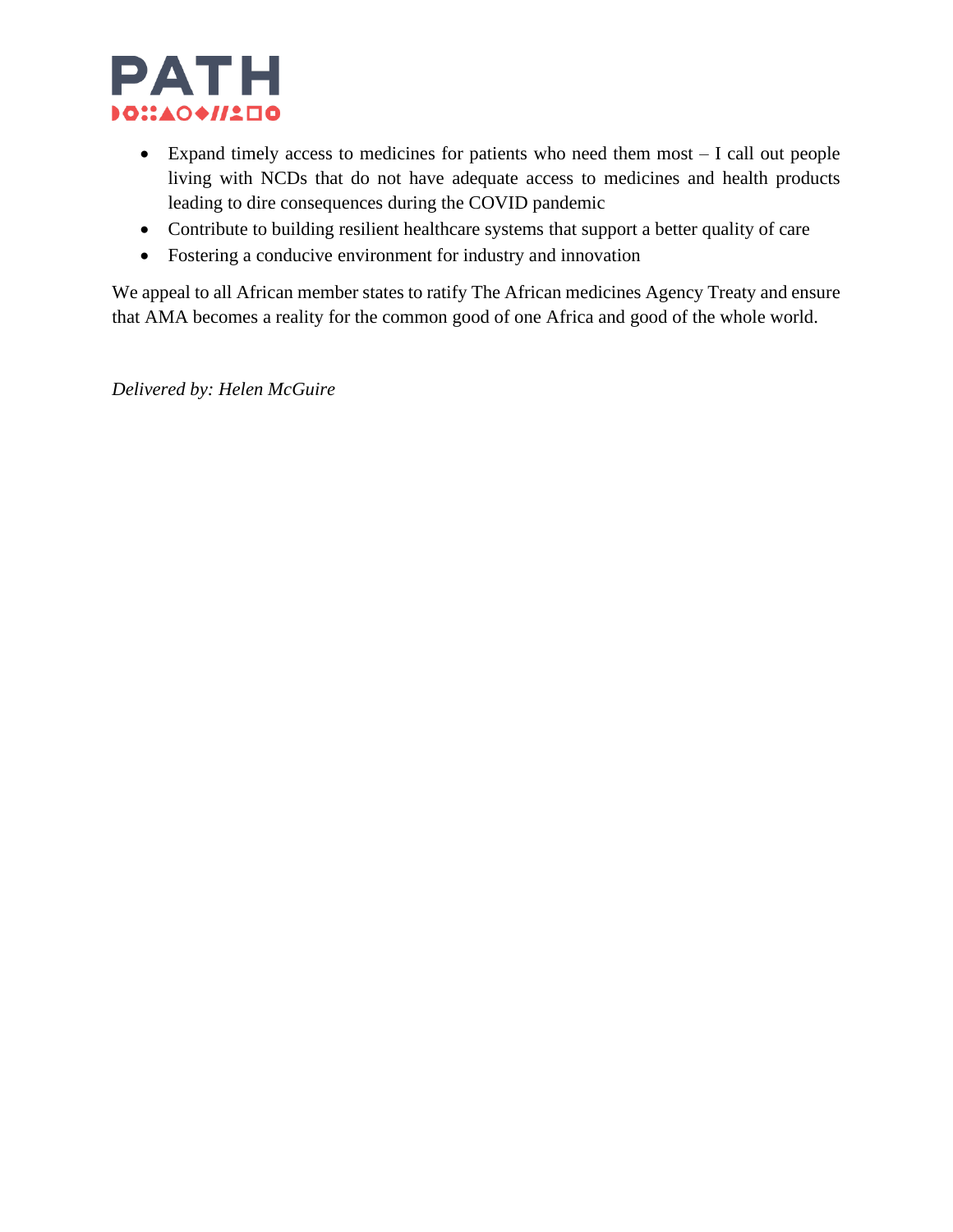- Expand timely access to medicines for patients who need them most – I call out people living with NCDs that do not have adequate access to medicines and health products leading to dire consequences during the COVID pandemic
- Contribute to building resilient healthcare systems that support a better quality of care
- Fostering a conducive environment for industry and innovation

We appeal to all African member states to ratify The African medicines Agency Treaty and ensure that AMA becomes a reality for the common good of one Africa and good of the whole world.

*Delivered by: Helen McGuire*